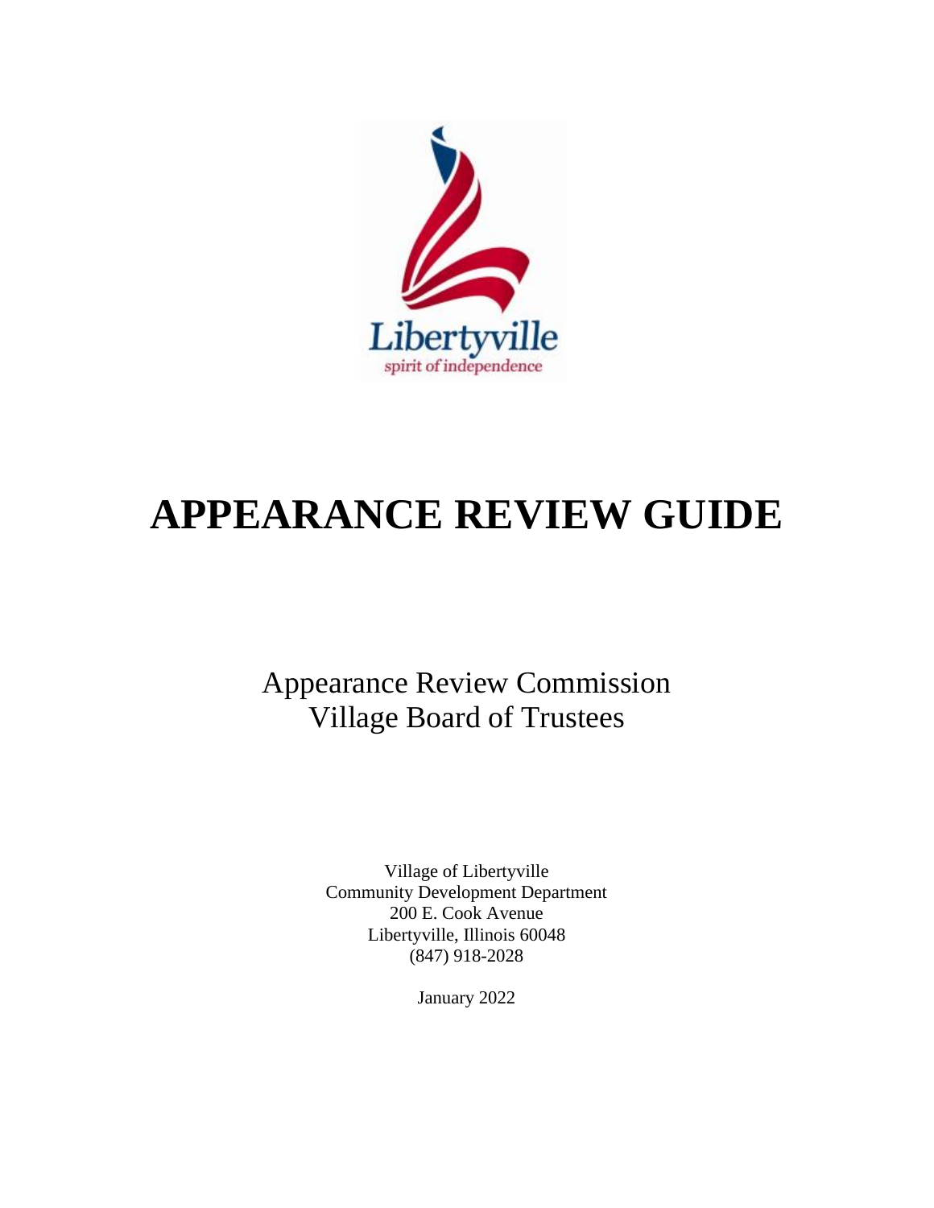Libertyville

spirit of independence

# APPEARANCE REVIEW GUIDE

Appearance Review Commission
Village Board of Trustees

Village of Libertyville
Community Development Department
200 E. Cook Avenue
Libertyville, Illinois 60048
(847) 918-2028

January 2022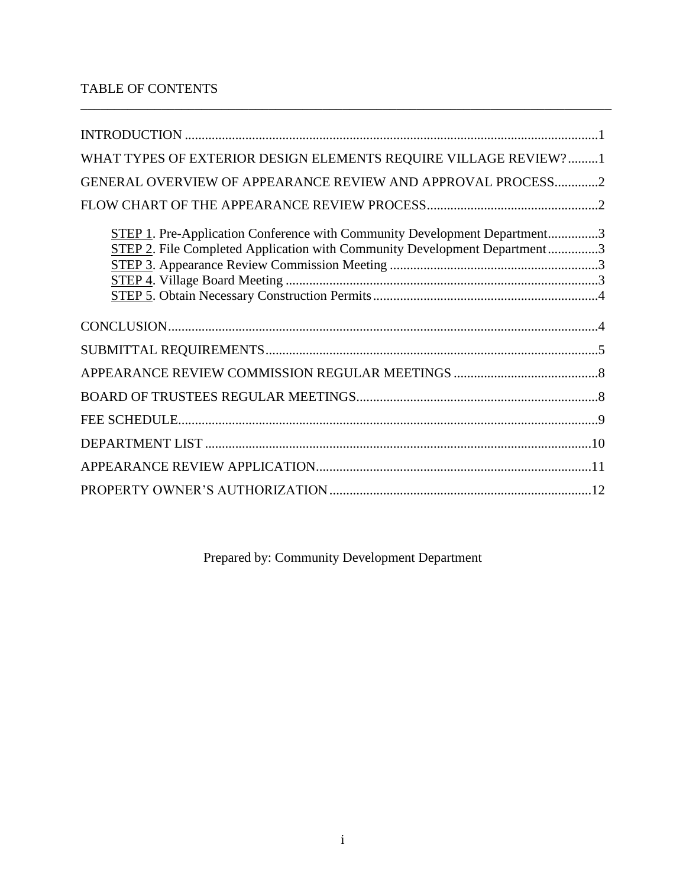# TABLE OF CONTENTS

INTRODUCTION ....................................................................................................................1

WHAT TYPES OF EXTERIOR DESIGN ELEMENTS REQUIRE VILLAGE REVIEW?.........1

GENERAL OVERVIEW OF APPEARANCE REVIEW AND APPROVAL PROCESS.............2

FLOW CHART OF THE APPEARANCE REVIEW PROCESS..................................................2

- STEP 1. Pre-Application Conference with Community Development Department...............3
- STEP 2. File Completed Application with Community Development Department...............3
- STEP 3. Appearance Review Commission Meeting ..............................................................3
- STEP 4. Village Board Meeting .............................................................................................3
- STEP 5. Obtain Necessary Construction Permits...................................................................4

CONCLUSION.......................................................................................................................4

SUBMITTAL REQUIREMENTS..........................................................................................5

APPEARANCE REVIEW COMMISSION REGULAR MEETINGS ....................................8

BOARD OF TRUSTEES REGULAR MEETINGS................................................................8

FEE SCHEDULE....................................................................................................................9

DEPARTMENT LIST ............................................................................................................10

APPEARANCE REVIEW APPLICATION............................................................................11

PROPERTY OWNER'S AUTHORIZATION ........................................................................12

Prepared by: Community Development Department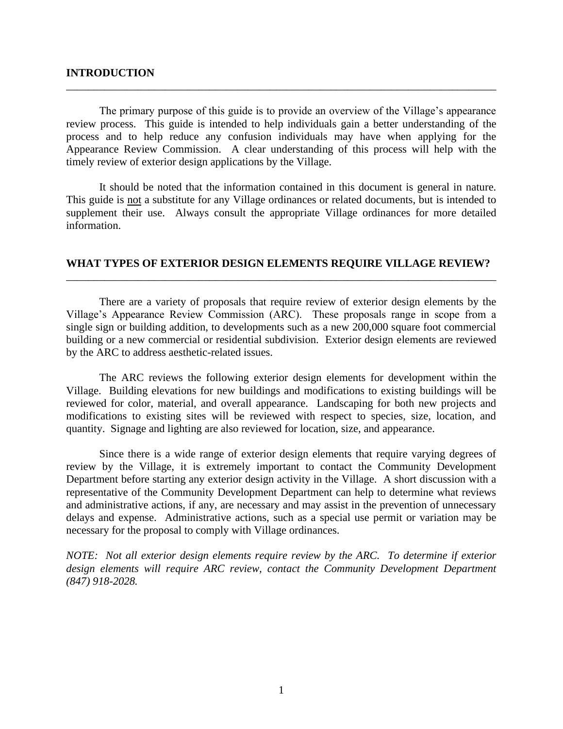## INTRODUCTION

The primary purpose of this guide is to provide an overview of the Village's appearance review process. This guide is intended to help individuals gain a better understanding of the process and to help reduce any confusion individuals may have when applying for the Appearance Review Commission. A clear understanding of this process will help with the timely review of exterior design applications by the Village.

It should be noted that the information contained in this document is general in nature. This guide is <u>not</u> a substitute for any Village ordinances or related documents, but is intended to supplement their use. Always consult the appropriate Village ordinances for more detailed information.

## WHAT TYPES OF EXTERIOR DESIGN ELEMENTS REQUIRE VILLAGE REVIEW?

There are a variety of proposals that require review of exterior design elements by the Village's Appearance Review Commission (ARC). These proposals range in scope from a single sign or building addition, to developments such as a new 200,000 square foot commercial building or a new commercial or residential subdivision. Exterior design elements are reviewed by the ARC to address aesthetic-related issues.

The ARC reviews the following exterior design elements for development within the Village. Building elevations for new buildings and modifications to existing buildings will be reviewed for color, material, and overall appearance. Landscaping for both new projects and modifications to existing sites will be reviewed with respect to species, size, location, and quantity. Signage and lighting are also reviewed for location, size, and appearance.

Since there is a wide range of exterior design elements that require varying degrees of review by the Village, it is extremely important to contact the Community Development Department before starting any exterior design activity in the Village. A short discussion with a representative of the Community Development Department can help to determine what reviews and administrative actions, if any, are necessary and may assist in the prevention of unnecessary delays and expense. Administrative actions, such as a special use permit or variation may be necessary for the proposal to comply with Village ordinances.

*NOTE: Not all exterior design elements require review by the ARC. To determine if exterior design elements will require ARC review, contact the Community Development Department (847) 918-2028.*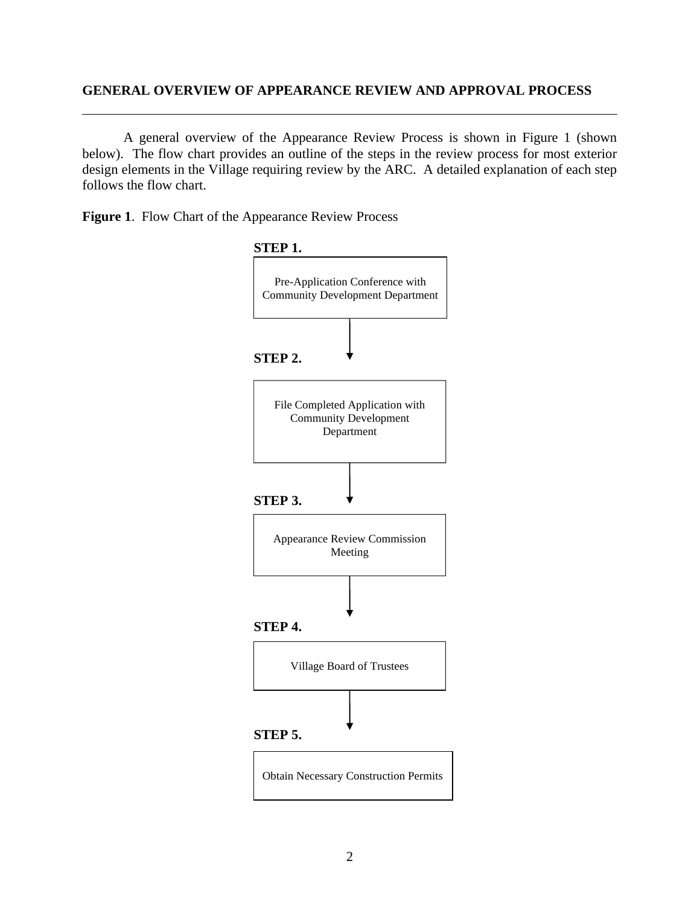## GENERAL OVERVIEW OF APPEARANCE REVIEW AND APPROVAL PROCESS

---

A general overview of the Appearance Review Process is shown in Figure 1 (shown below). The flow chart provides an outline of the steps in the review process for most exterior design elements in the Village requiring review by the ARC. A detailed explanation of each step follows the flow chart.

**Figure 1**. Flow Chart of the Appearance Review Process

**STEP 1.**

Pre-Application Conference with Community Development Department

↓

**STEP 2.**

File Completed Application with Community Development Department

↓

**STEP 3.**

Appearance Review Commission Meeting

↓

**STEP 4.**

Village Board of Trustees

↓

**STEP 5.**

Obtain Necessary Construction Permits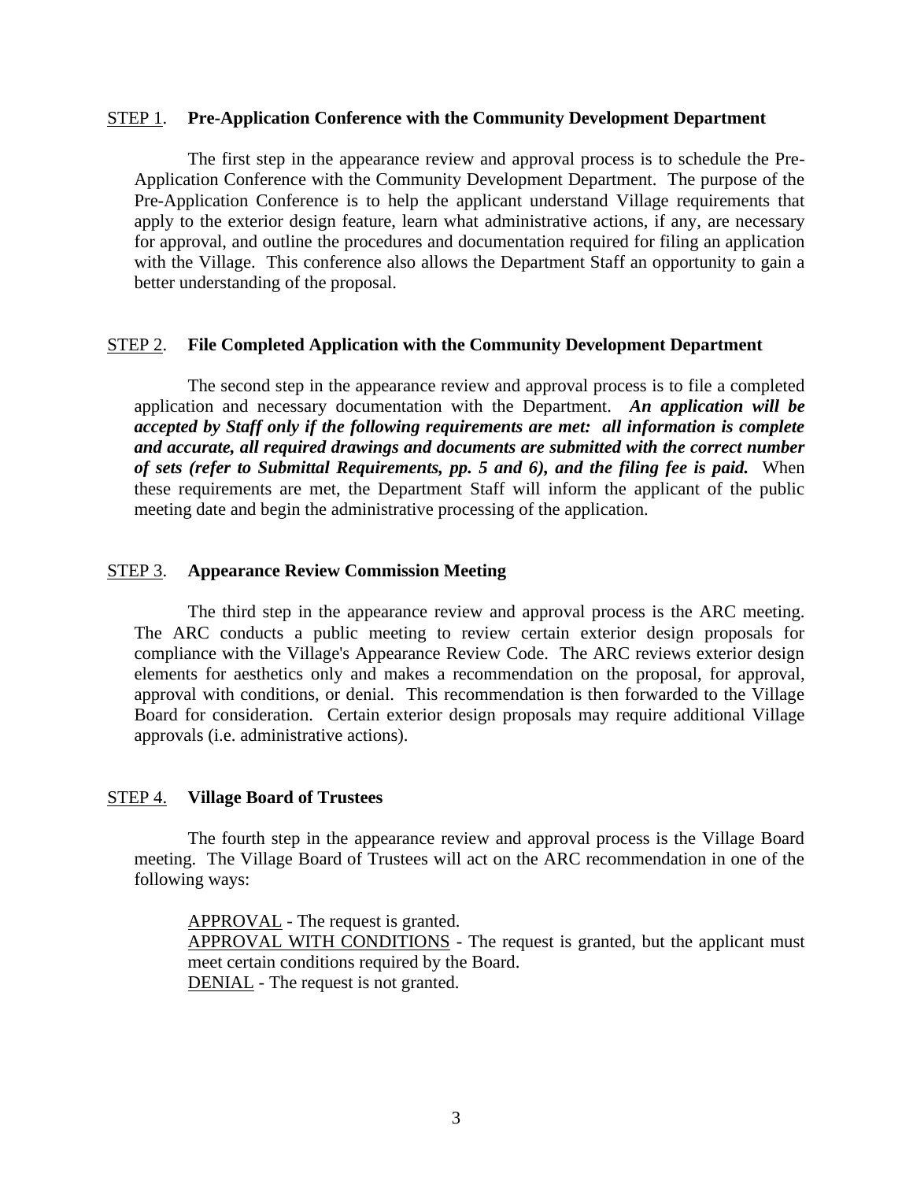STEP 1. **Pre-Application Conference with the Community Development Department**

The first step in the appearance review and approval process is to schedule the Pre-Application Conference with the Community Development Department. The purpose of the Pre-Application Conference is to help the applicant understand Village requirements that apply to the exterior design feature, learn what administrative actions, if any, are necessary for approval, and outline the procedures and documentation required for filing an application with the Village. This conference also allows the Department Staff an opportunity to gain a better understanding of the proposal.

STEP 2. **File Completed Application with the Community Development Department**

The second step in the appearance review and approval process is to file a completed application and necessary documentation with the Department. ***An application will be accepted by Staff only if the following requirements are met: all information is complete and accurate, all required drawings and documents are submitted with the correct number of sets (refer to Submittal Requirements, pp. 5 and 6), and the filing fee is paid.*** When these requirements are met, the Department Staff will inform the applicant of the public meeting date and begin the administrative processing of the application.

STEP 3. **Appearance Review Commission Meeting**

The third step in the appearance review and approval process is the ARC meeting. The ARC conducts a public meeting to review certain exterior design proposals for compliance with the Village's Appearance Review Code. The ARC reviews exterior design elements for aesthetics only and makes a recommendation on the proposal, for approval, approval with conditions, or denial. This recommendation is then forwarded to the Village Board for consideration. Certain exterior design proposals may require additional Village approvals (i.e. administrative actions).

STEP 4. **Village Board of Trustees**

The fourth step in the appearance review and approval process is the Village Board meeting. The Village Board of Trustees will act on the ARC recommendation in one of the following ways:

APPROVAL - The request is granted.
APPROVAL WITH CONDITIONS - The request is granted, but the applicant must meet certain conditions required by the Board.
DENIAL - The request is not granted.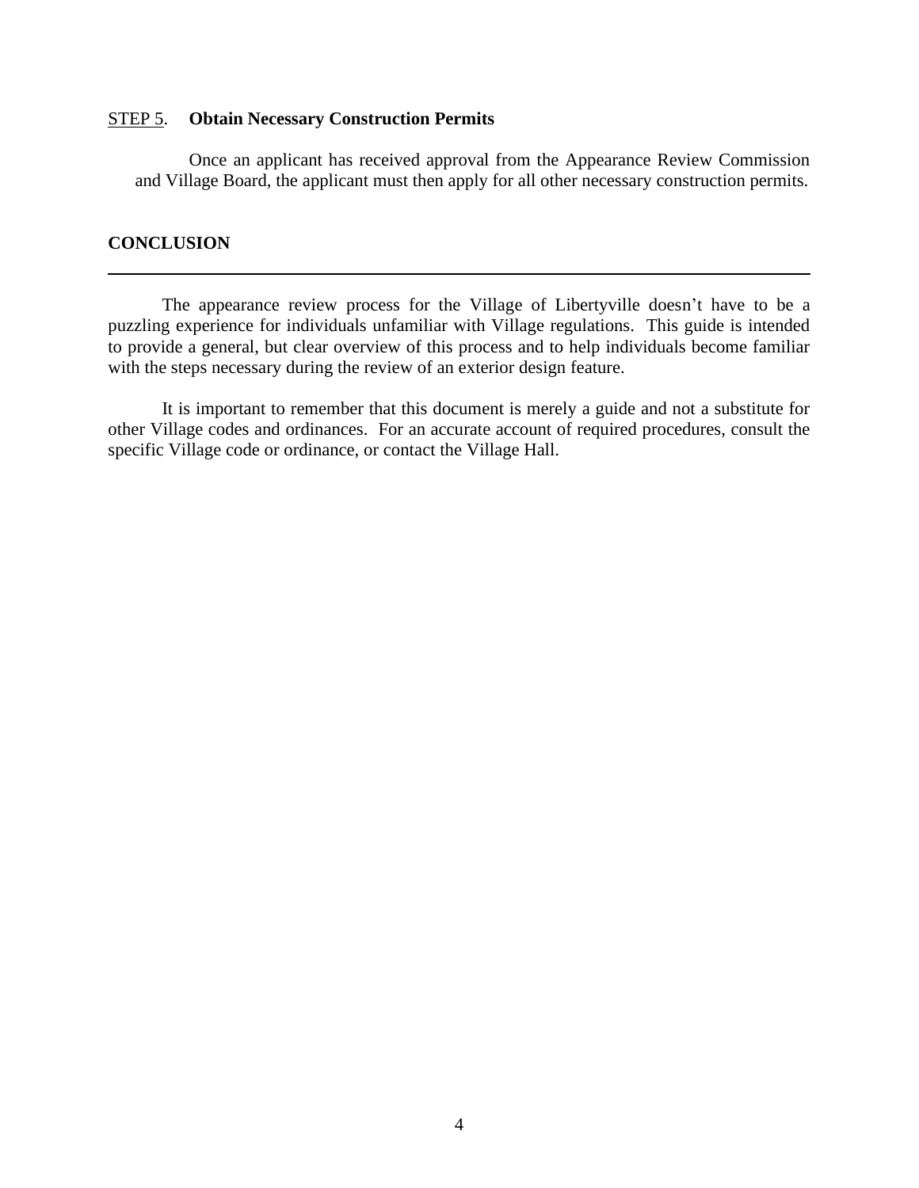STEP 5. **Obtain Necessary Construction Permits**

Once an applicant has received approval from the Appearance Review Commission and Village Board, the applicant must then apply for all other necessary construction permits.

## CONCLUSION

---

The appearance review process for the Village of Libertyville doesn't have to be a puzzling experience for individuals unfamiliar with Village regulations. This guide is intended to provide a general, but clear overview of this process and to help individuals become familiar with the steps necessary during the review of an exterior design feature.

It is important to remember that this document is merely a guide and not a substitute for other Village codes and ordinances. For an accurate account of required procedures, consult the specific Village code or ordinance, or contact the Village Hall.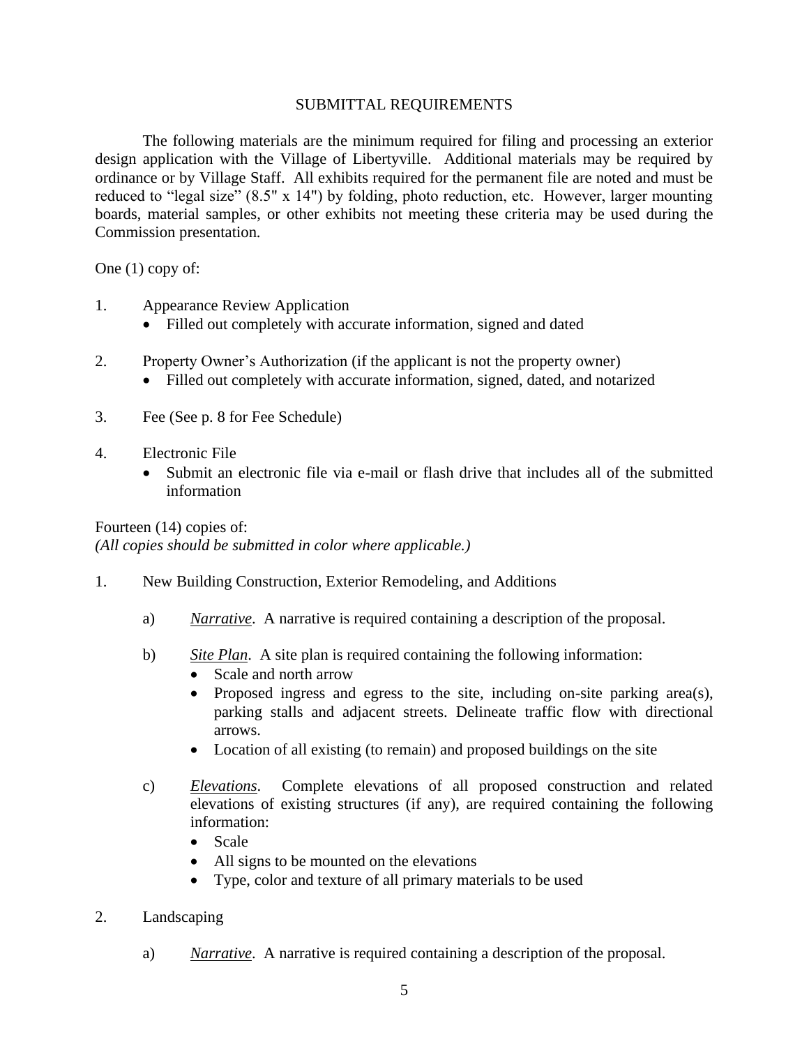## SUBMITTAL REQUIREMENTS

The following materials are the minimum required for filing and processing an exterior design application with the Village of Libertyville. Additional materials may be required by ordinance or by Village Staff. All exhibits required for the permanent file are noted and must be reduced to "legal size" (8.5" x 14") by folding, photo reduction, etc. However, larger mounting boards, material samples, or other exhibits not meeting these criteria may be used during the Commission presentation.

One (1) copy of:

1. Appearance Review Application
   - Filled out completely with accurate information, signed and dated

2. Property Owner's Authorization (if the applicant is not the property owner)
   - Filled out completely with accurate information, signed, dated, and notarized

3. Fee (See p. 8 for Fee Schedule)

4. Electronic File
   - Submit an electronic file via e-mail or flash drive that includes all of the submitted information

Fourteen (14) copies of:
*(All copies should be submitted in color where applicable.)*

1. New Building Construction, Exterior Remodeling, and Additions

   a) *Narrative*. A narrative is required containing a description of the proposal.

   b) *Site Plan*. A site plan is required containing the following information:
      - Scale and north arrow
      - Proposed ingress and egress to the site, including on-site parking area(s), parking stalls and adjacent streets. Delineate traffic flow with directional arrows.
      - Location of all existing (to remain) and proposed buildings on the site

   c) *Elevations*. Complete elevations of all proposed construction and related elevations of existing structures (if any), are required containing the following information:
      - Scale
      - All signs to be mounted on the elevations
      - Type, color and texture of all primary materials to be used

2. Landscaping

   a) *Narrative*. A narrative is required containing a description of the proposal.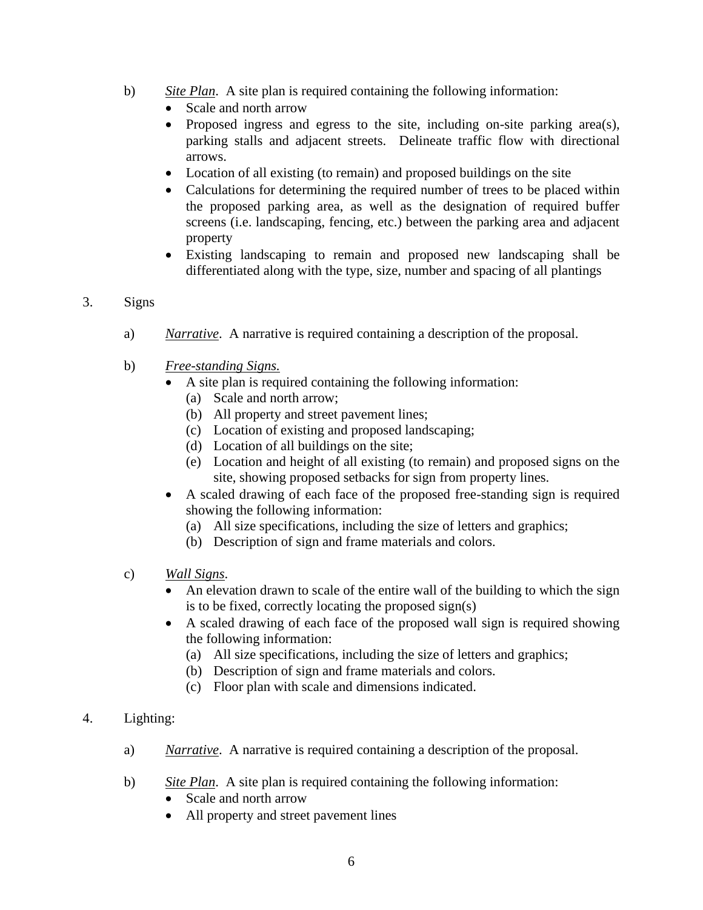b) *Site Plan*. A site plan is required containing the following information:

- Scale and north arrow
- Proposed ingress and egress to the site, including on-site parking area(s), parking stalls and adjacent streets. Delineate traffic flow with directional arrows.
- Location of all existing (to remain) and proposed buildings on the site
- Calculations for determining the required number of trees to be placed within the proposed parking area, as well as the designation of required buffer screens (i.e. landscaping, fencing, etc.) between the parking area and adjacent property
- Existing landscaping to remain and proposed new landscaping shall be differentiated along with the type, size, number and spacing of all plantings

3. Signs

a) *Narrative*. A narrative is required containing a description of the proposal.

b) *Free-standing Signs.*

- A site plan is required containing the following information:
  - (a) Scale and north arrow;
  - (b) All property and street pavement lines;
  - (c) Location of existing and proposed landscaping;
  - (d) Location of all buildings on the site;
  - (e) Location and height of all existing (to remain) and proposed signs on the site, showing proposed setbacks for sign from property lines.
- A scaled drawing of each face of the proposed free-standing sign is required showing the following information:
  - (a) All size specifications, including the size of letters and graphics;
  - (b) Description of sign and frame materials and colors.

c) *Wall Signs*.

- An elevation drawn to scale of the entire wall of the building to which the sign is to be fixed, correctly locating the proposed sign(s)
- A scaled drawing of each face of the proposed wall sign is required showing the following information:
  - (a) All size specifications, including the size of letters and graphics;
  - (b) Description of sign and frame materials and colors.
  - (c) Floor plan with scale and dimensions indicated.

4. Lighting:

a) *Narrative*. A narrative is required containing a description of the proposal.

b) *Site Plan*. A site plan is required containing the following information:

- Scale and north arrow
- All property and street pavement lines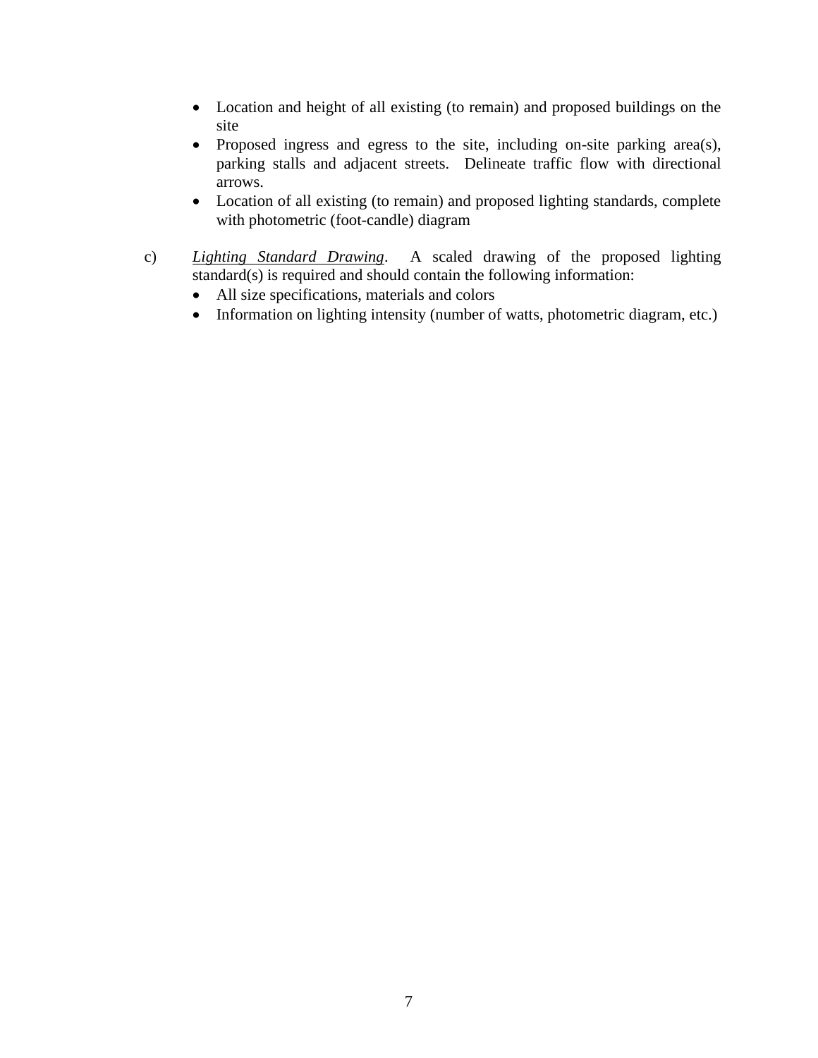- Location and height of all existing (to remain) and proposed buildings on the site
- Proposed ingress and egress to the site, including on-site parking area(s), parking stalls and adjacent streets. Delineate traffic flow with directional arrows.
- Location of all existing (to remain) and proposed lighting standards, complete with photometric (foot-candle) diagram

c) *Lighting Standard Drawing*. A scaled drawing of the proposed lighting standard(s) is required and should contain the following information:

- All size specifications, materials and colors
- Information on lighting intensity (number of watts, photometric diagram, etc.)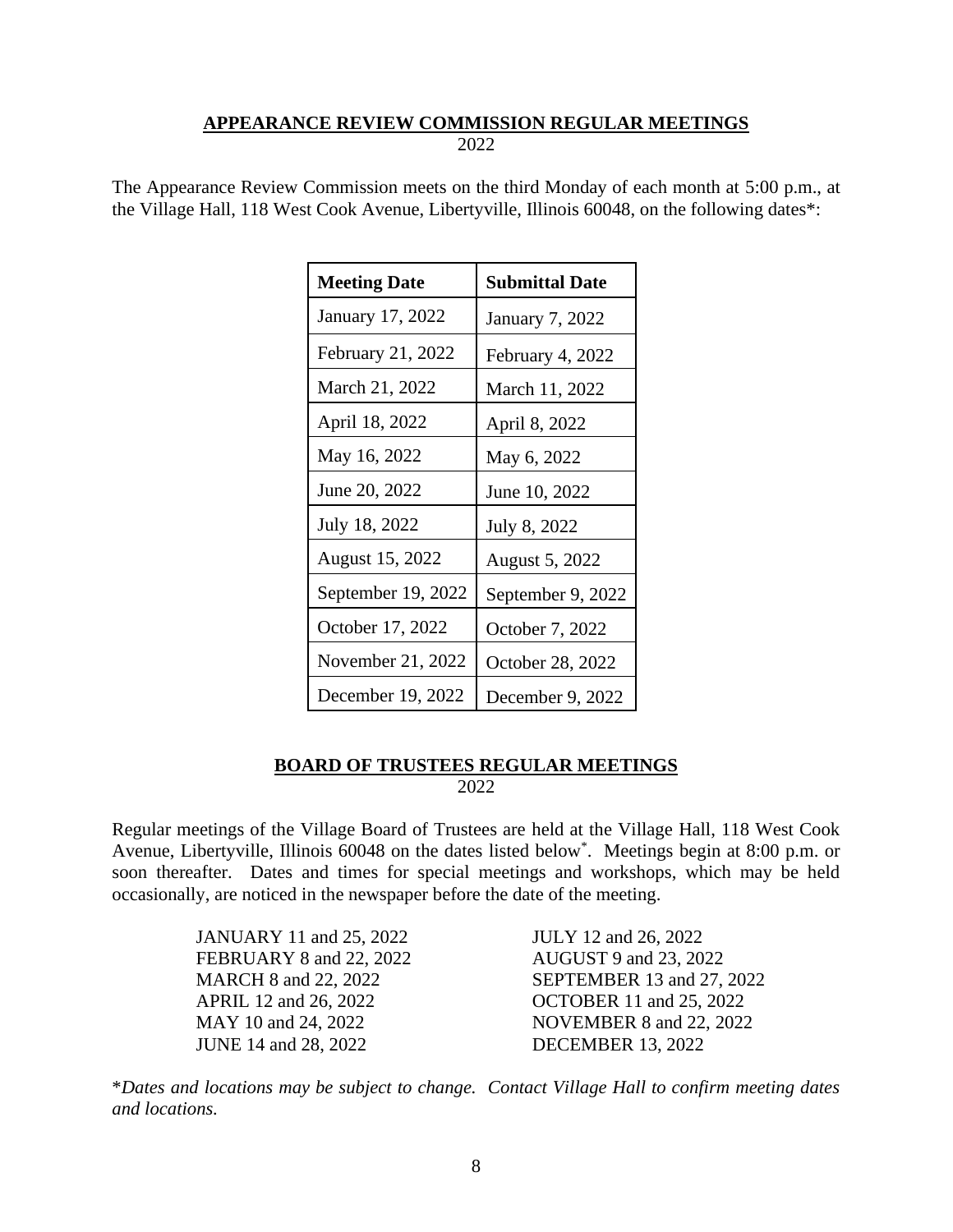## APPEARANCE REVIEW COMMISSION REGULAR MEETINGS

2022

The Appearance Review Commission meets on the third Monday of each month at 5:00 p.m., at the Village Hall, 118 West Cook Avenue, Libertyville, Illinois 60048, on the following dates*:

| Meeting Date | Submittal Date |
|---|---|
| January 17, 2022 | January 7, 2022 |
| February 21, 2022 | February 4, 2022 |
| March 21, 2022 | March 11, 2022 |
| April 18, 2022 | April 8, 2022 |
| May 16, 2022 | May 6, 2022 |
| June 20, 2022 | June 10, 2022 |
| July 18, 2022 | July 8, 2022 |
| August 15, 2022 | August 5, 2022 |
| September 19, 2022 | September 9, 2022 |
| October 17, 2022 | October 7, 2022 |
| November 21, 2022 | October 28, 2022 |
| December 19, 2022 | December 9, 2022 |

## BOARD OF TRUSTEES REGULAR MEETINGS

2022

Regular meetings of the Village Board of Trustees are held at the Village Hall, 118 West Cook Avenue, Libertyville, Illinois 60048 on the dates listed below*. Meetings begin at 8:00 p.m. or soon thereafter. Dates and times for special meetings and workshops, which may be held occasionally, are noticed in the newspaper before the date of the meeting.

JANUARY 11 and 25, 2022
FEBRUARY 8 and 22, 2022
MARCH 8 and 22, 2022
APRIL 12 and 26, 2022
MAY 10 and 24, 2022
JUNE 14 and 28, 2022
JULY 12 and 26, 2022
AUGUST 9 and 23, 2022
SEPTEMBER 13 and 27, 2022
OCTOBER 11 and 25, 2022
NOVEMBER 8 and 22, 2022
DECEMBER 13, 2022

*\*Dates and locations may be subject to change. Contact Village Hall to confirm meeting dates and locations.*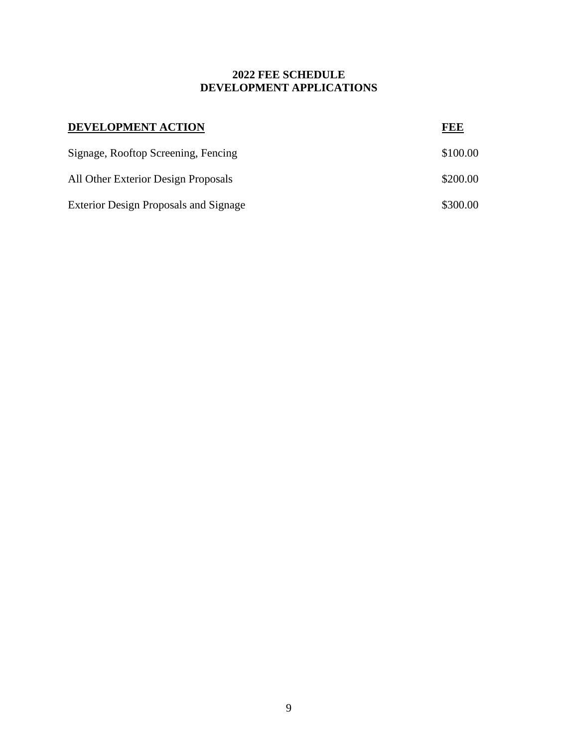## 2022 FEE SCHEDULE
## DEVELOPMENT APPLICATIONS

| DEVELOPMENT ACTION | FEE |
|---|---|
| Signage, Rooftop Screening, Fencing | $100.00 |
| All Other Exterior Design Proposals | $200.00 |
| Exterior Design Proposals and Signage | $300.00 |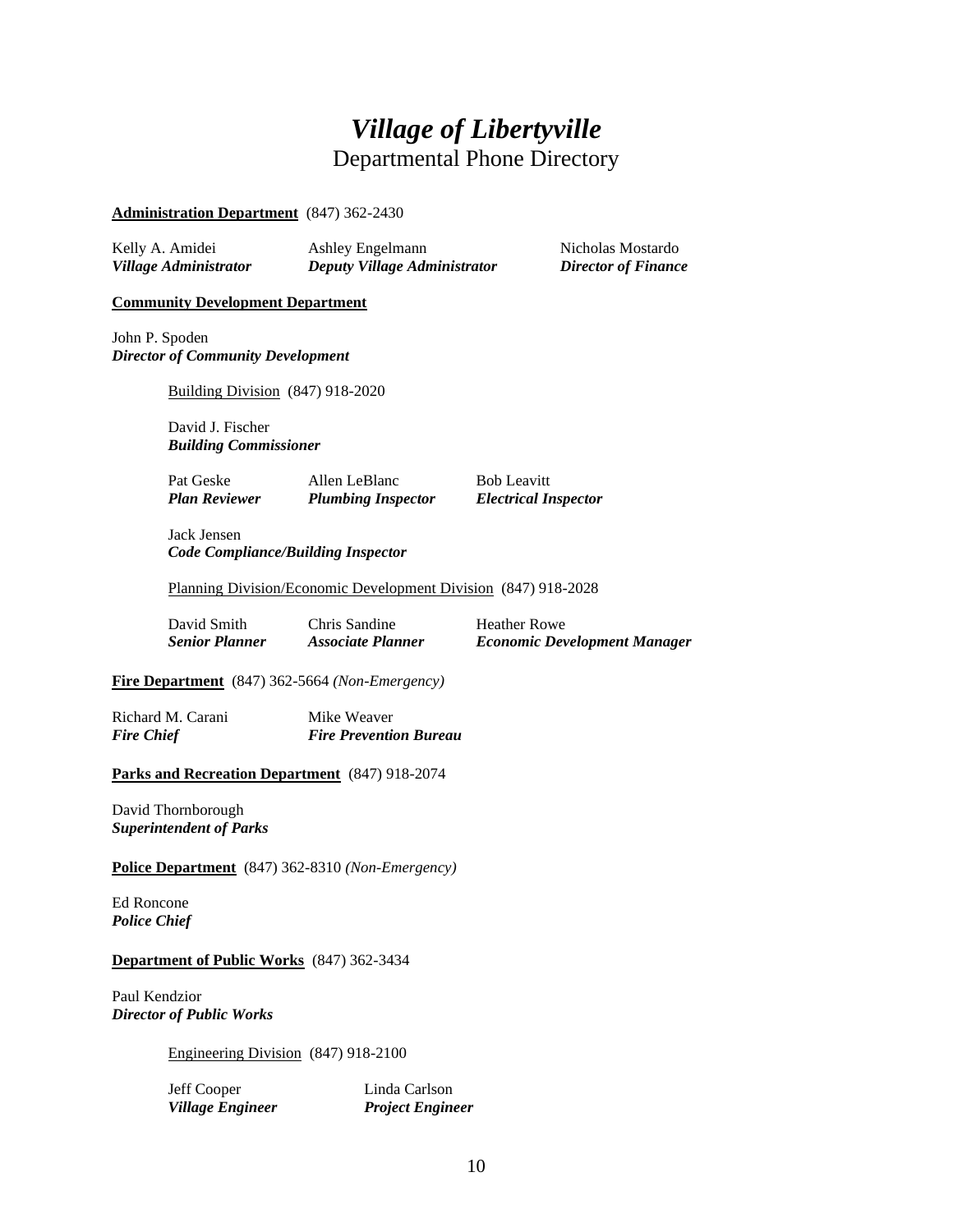# *Village of Libertyville*

## Departmental Phone Directory

**Administration Department** (847) 362-2430

Kelly A. Amidei
***Village Administrator***

Ashley Engelmann
***Deputy Village Administrator***

Nicholas Mostardo
***Director of Finance***

**Community Development Department**

John P. Spoden
***Director of Community Development***

Building Division (847) 918-2020

David J. Fischer
***Building Commissioner***

Pat Geske
***Plan Reviewer***

Allen LeBlanc
***Plumbing Inspector***

Bob Leavitt
***Electrical Inspector***

Jack Jensen
***Code Compliance/Building Inspector***

Planning Division/Economic Development Division (847) 918-2028

David Smith
***Senior Planner***

Chris Sandine
***Associate Planner***

Heather Rowe
***Economic Development Manager***

**Fire Department** (847) 362-5664 *(Non-Emergency)*

Richard M. Carani
***Fire Chief***

Mike Weaver
***Fire Prevention Bureau***

**Parks and Recreation Department** (847) 918-2074

David Thornborough
***Superintendent of Parks***

**Police Department** (847) 362-8310 *(Non-Emergency)*

Ed Roncone
***Police Chief***

**Department of Public Works** (847) 362-3434

Paul Kendzior
***Director of Public Works***

Engineering Division (847) 918-2100

Jeff Cooper
***Village Engineer***

Linda Carlson
***Project Engineer***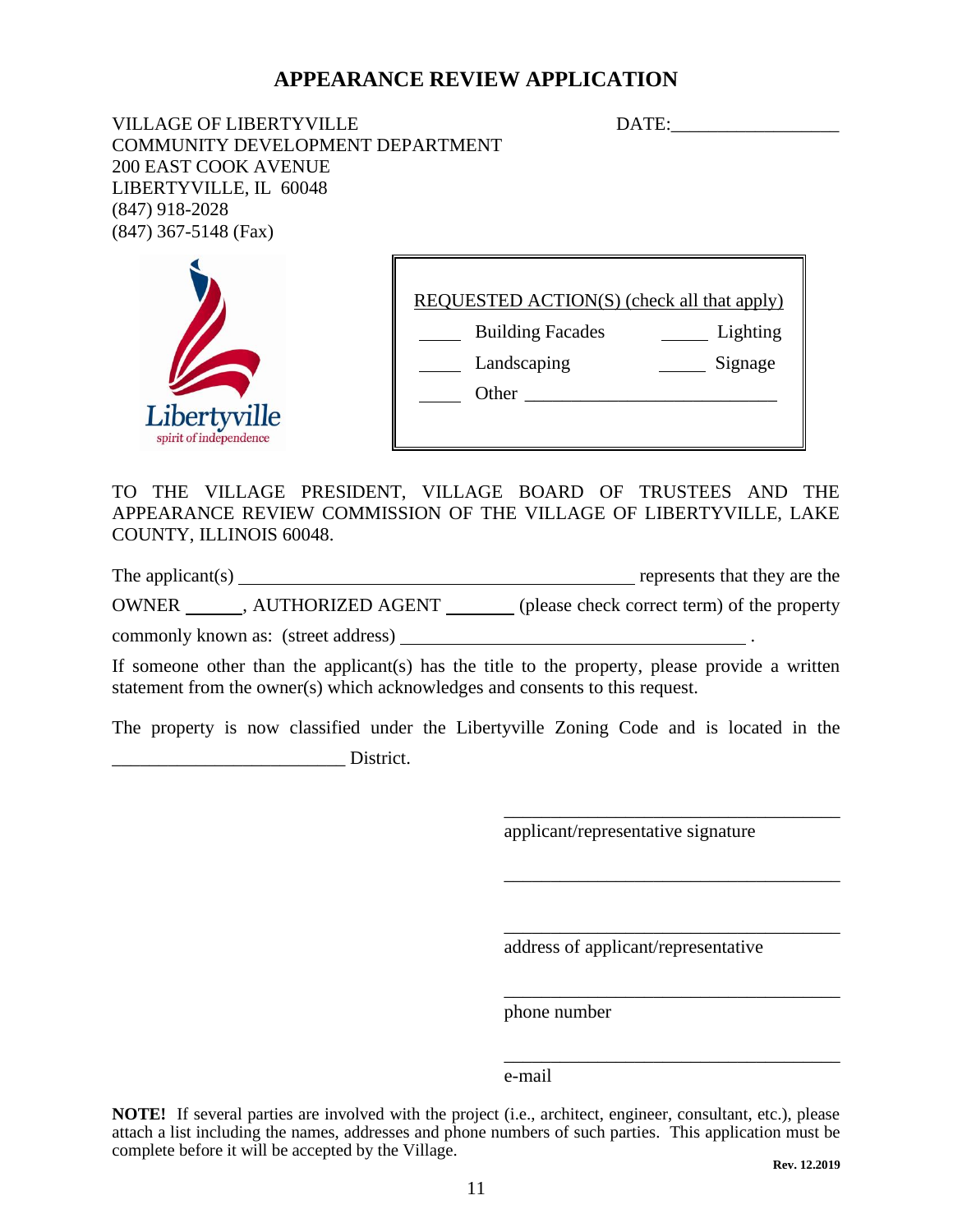# APPEARANCE REVIEW APPLICATION

VILLAGE OF LIBERTYVILLE
COMMUNITY DEVELOPMENT DEPARTMENT
200 EAST COOK AVENUE
LIBERTYVILLE, IL 60048
(847) 918-2028
(847) 367-5148 (Fax)

DATE:__________________

Libertyville
spirit of independence

REQUESTED ACTION(S) (check all that apply)

_____ Building Facades    _____ Lighting

_____ Landscaping    _____ Signage

_____ Other ___________________________

TO THE VILLAGE PRESIDENT, VILLAGE BOARD OF TRUSTEES AND THE APPEARANCE REVIEW COMMISSION OF THE VILLAGE OF LIBERTYVILLE, LAKE COUNTY, ILLINOIS 60048.

The applicant(s) ____________________________________________ represents that they are the OWNER ______, AUTHORIZED AGENT _______ (please check correct term) of the property commonly known as: (street address) _____________________________________ .

If someone other than the applicant(s) has the title to the property, please provide a written statement from the owner(s) which acknowledges and consents to this request.

The property is now classified under the Libertyville Zoning Code and is located in the _________________________ District.

_____________________________________
applicant/representative signature

_____________________________________

_____________________________________
address of applicant/representative

_____________________________________
phone number

_____________________________________
e-mail

**NOTE!** If several parties are involved with the project (i.e., architect, engineer, consultant, etc.), please attach a list including the names, addresses and phone numbers of such parties. This application must be complete before it will be accepted by the Village.

**Rev. 12.2019**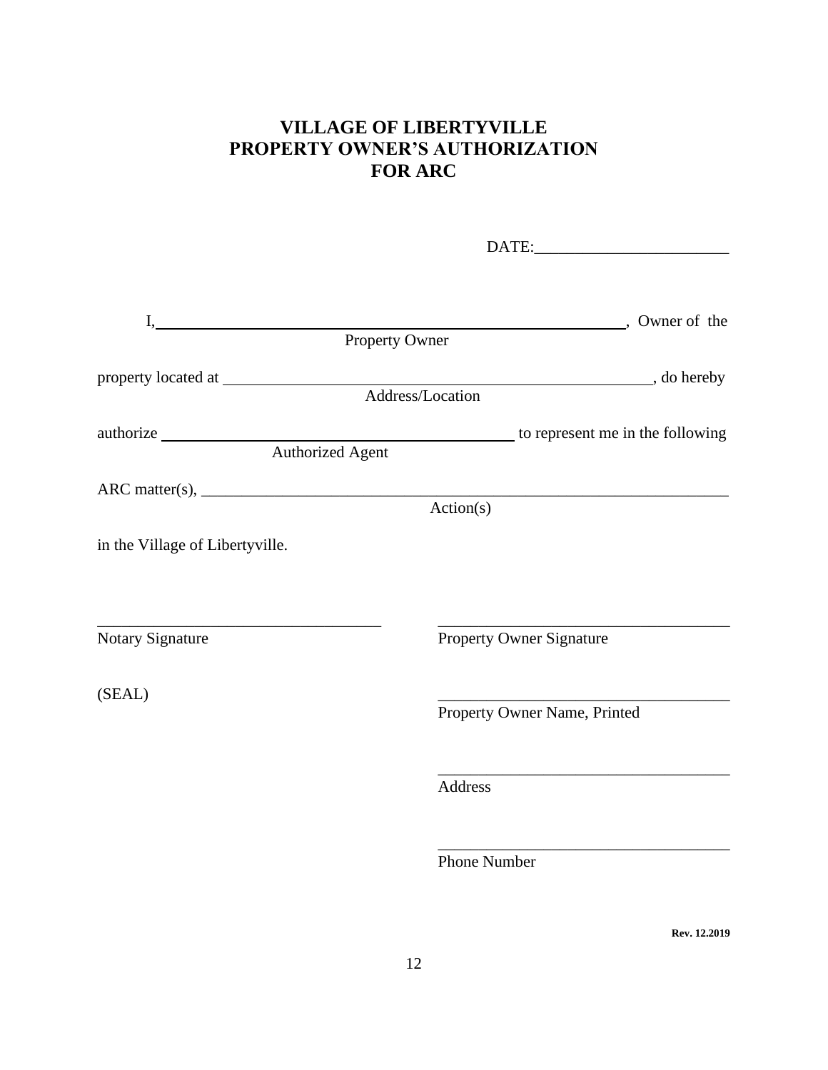# VILLAGE OF LIBERTYVILLE
# PROPERTY OWNER'S AUTHORIZATION
# FOR ARC

DATE:_______________________

I,____________________________________________________, Owner of the
Property Owner

property located at ____________________________________________________, do hereby
Address/Location

authorize ________________________________________ to represent me in the following
Authorized Agent

ARC matter(s), ____________________________________________________________
Action(s)

in the Village of Libertyville.

___________________________________

Notary Signature

(SEAL)

___________________________________

Property Owner Signature

___________________________________

Property Owner Name, Printed

___________________________________

Address

___________________________________

Phone Number

**Rev. 12.2019**